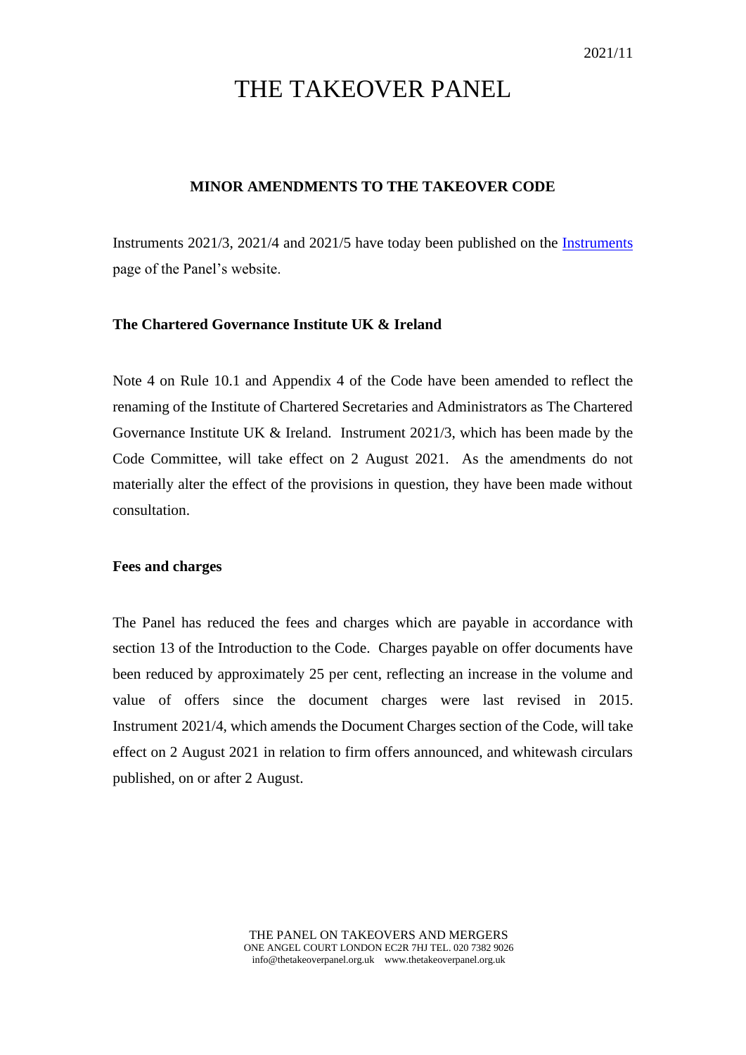2021/11

# THE TAKEOVER PANEL

## MINOR AMENDMENTS TO THE TAKEOVER CODE

Instruments 2021/3, 2021/4 and 2021/5 have today been published on the Instruments page of the Panel's website.

### The Chartered Governance Institute UK & Ireland

Note 4 on Rule 10.1 and Appendix 4 of the Code have been amended to reflect the renaming of the Institute of Chartered Secretaries and Administrators as The Chartered Governance Institute UK & Ireland. Instrument 2021/3, which has been made by the Code Committee, will take effect on 2 August 2021. As the amendments do not materially alter the effect of the provisions in question, they have been made without consultation.

### Fees and charges

The Panel has reduced the fees and charges which are payable in accordance with section 13 of the Introduction to the Code. Charges payable on offer documents have been reduced by approximately 25 per cent, reflecting an increase in the volume and value of offers since the document charges were last revised in 2015. Instrument 2021/4, which amends the Document Charges section of the Code, will take effect on 2 August 2021 in relation to firm offers announced, and whitewash circulars published, on or after 2 August.

THE PANEL ON TAKEOVERS AND MERGERS
ONE ANGEL COURT LONDON EC2R 7HJ TEL. 020 7382 9026
info@thetakeoverpanel.org.uk www.thetakeoverpanel.org.uk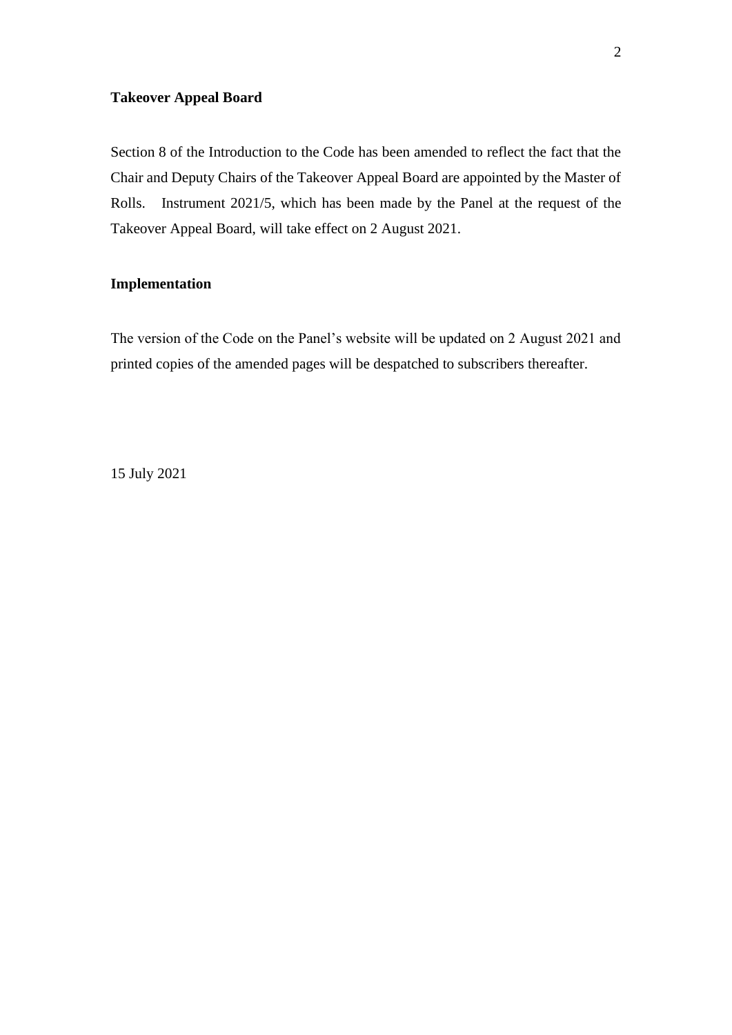**Takeover Appeal Board**

Section 8 of the Introduction to the Code has been amended to reflect the fact that the Chair and Deputy Chairs of the Takeover Appeal Board are appointed by the Master of Rolls. Instrument 2021/5, which has been made by the Panel at the request of the Takeover Appeal Board, will take effect on 2 August 2021.

**Implementation**

The version of the Code on the Panel's website will be updated on 2 August 2021 and printed copies of the amended pages will be despatched to subscribers thereafter.

15 July 2021